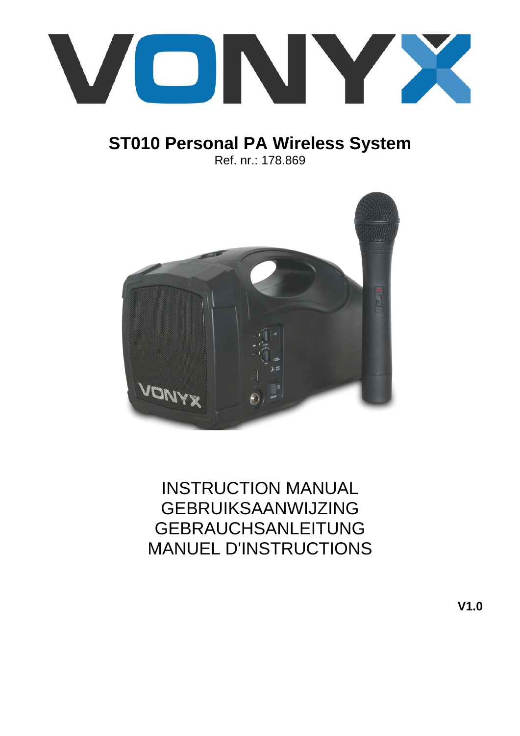# VONYX

## ST010 Personal PA Wireless System

Ref. nr.: 178.869

INSTRUCTION MANUAL
GEBRUIKSAANWIJZING
GEBRAUCHSANLEITUNG
MANUEL D'INSTRUCTIONS

**V1.0**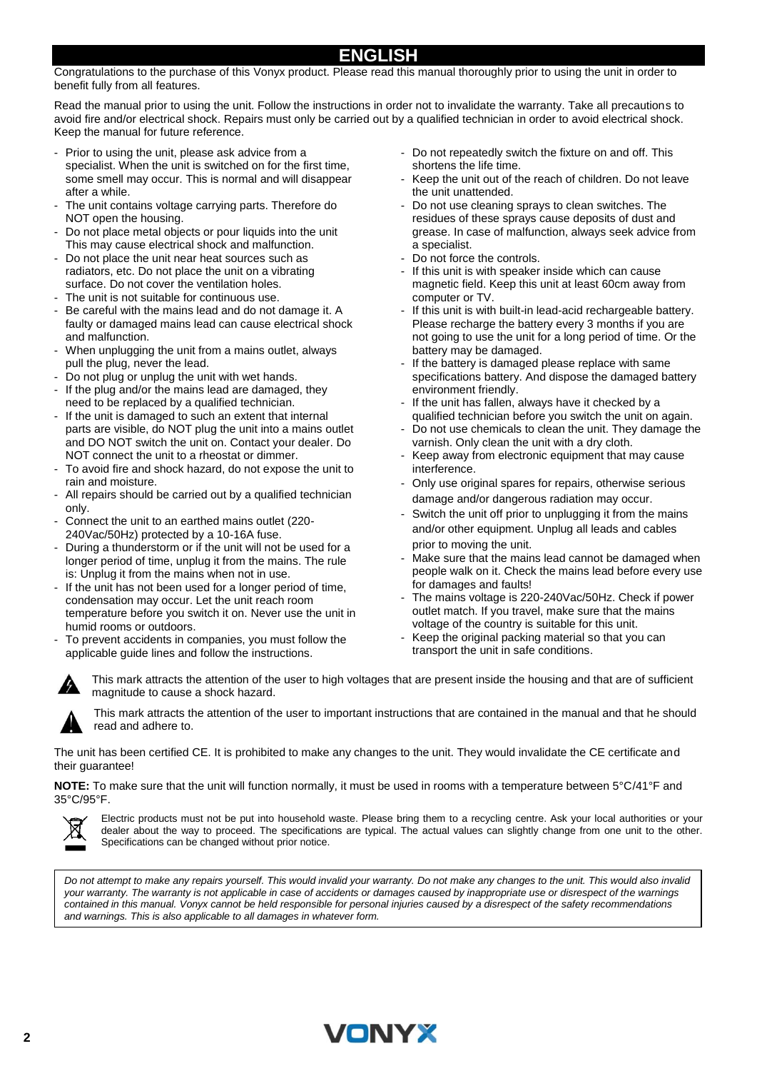# ENGLISH

Congratulations to the purchase of this Vonyx product. Please read this manual thoroughly prior to using the unit in order to benefit fully from all features.

Read the manual prior to using the unit. Follow the instructions in order not to invalidate the warranty. Take all precautions to avoid fire and/or electrical shock. Repairs must only be carried out by a qualified technician in order to avoid electrical shock. Keep the manual for future reference.

- Prior to using the unit, please ask advice from a specialist. When the unit is switched on for the first time, some smell may occur. This is normal and will disappear after a while.
- The unit contains voltage carrying parts. Therefore do NOT open the housing.
- Do not place metal objects or pour liquids into the unit This may cause electrical shock and malfunction.
- Do not place the unit near heat sources such as radiators, etc. Do not place the unit on a vibrating surface. Do not cover the ventilation holes.
- The unit is not suitable for continuous use.
- Be careful with the mains lead and do not damage it. A faulty or damaged mains lead can cause electrical shock and malfunction.
- When unplugging the unit from a mains outlet, always pull the plug, never the lead.
- Do not plug or unplug the unit with wet hands.
- If the plug and/or the mains lead are damaged, they need to be replaced by a qualified technician.
- If the unit is damaged to such an extent that internal parts are visible, do NOT plug the unit into a mains outlet and DO NOT switch the unit on. Contact your dealer. Do NOT connect the unit to a rheostat or dimmer.
- To avoid fire and shock hazard, do not expose the unit to rain and moisture.
- All repairs should be carried out by a qualified technician only.
- Connect the unit to an earthed mains outlet (220-240Vac/50Hz) protected by a 10-16A fuse.
- During a thunderstorm or if the unit will not be used for a longer period of time, unplug it from the mains. The rule is: Unplug it from the mains when not in use.
- If the unit has not been used for a longer period of time, condensation may occur. Let the unit reach room temperature before you switch it on. Never use the unit in humid rooms or outdoors.
- To prevent accidents in companies, you must follow the applicable guide lines and follow the instructions.
- Do not repeatedly switch the fixture on and off. This shortens the life time.
- Keep the unit out of the reach of children. Do not leave the unit unattended.
- Do not use cleaning sprays to clean switches. The residues of these sprays cause deposits of dust and grease. In case of malfunction, always seek advice from a specialist.
- Do not force the controls.
- If this unit is with speaker inside which can cause magnetic field. Keep this unit at least 60cm away from computer or TV.
- If this unit is with built-in lead-acid rechargeable battery. Please recharge the battery every 3 months if you are not going to use the unit for a long period of time. Or the battery may be damaged.
- If the battery is damaged please replace with same specifications battery. And dispose the damaged battery environment friendly.
- If the unit has fallen, always have it checked by a qualified technician before you switch the unit on again.
- Do not use chemicals to clean the unit. They damage the varnish. Only clean the unit with a dry cloth.
- Keep away from electronic equipment that may cause interference.
- Only use original spares for repairs, otherwise serious damage and/or dangerous radiation may occur.
- Switch the unit off prior to unplugging it from the mains and/or other equipment. Unplug all leads and cables prior to moving the unit.
- Make sure that the mains lead cannot be damaged when people walk on it. Check the mains lead before every use for damages and faults!
- The mains voltage is 220-240Vac/50Hz. Check if power outlet match. If you travel, make sure that the mains voltage of the country is suitable for this unit.
- Keep the original packing material so that you can transport the unit in safe conditions.

This mark attracts the attention of the user to high voltages that are present inside the housing and that are of sufficient magnitude to cause a shock hazard.

This mark attracts the attention of the user to important instructions that are contained in the manual and that he should read and adhere to.

The unit has been certified CE. It is prohibited to make any changes to the unit. They would invalidate the CE certificate and their guarantee!

**NOTE:** To make sure that the unit will function normally, it must be used in rooms with a temperature between 5°C/41°F and 35°C/95°F.

Electric products must not be put into household waste. Please bring them to a recycling centre. Ask your local authorities or your dealer about the way to proceed. The specifications are typical. The actual values can slightly change from one unit to the other. Specifications can be changed without prior notice.

*Do not attempt to make any repairs yourself. This would invalid your warranty. Do not make any changes to the unit. This would also invalid your warranty. The warranty is not applicable in case of accidents or damages caused by inappropriate use or disrespect of the warnings contained in this manual. Vonyx cannot be held responsible for personal injuries caused by a disrespect of the safety recommendations and warnings. This is also applicable to all damages in whatever form.*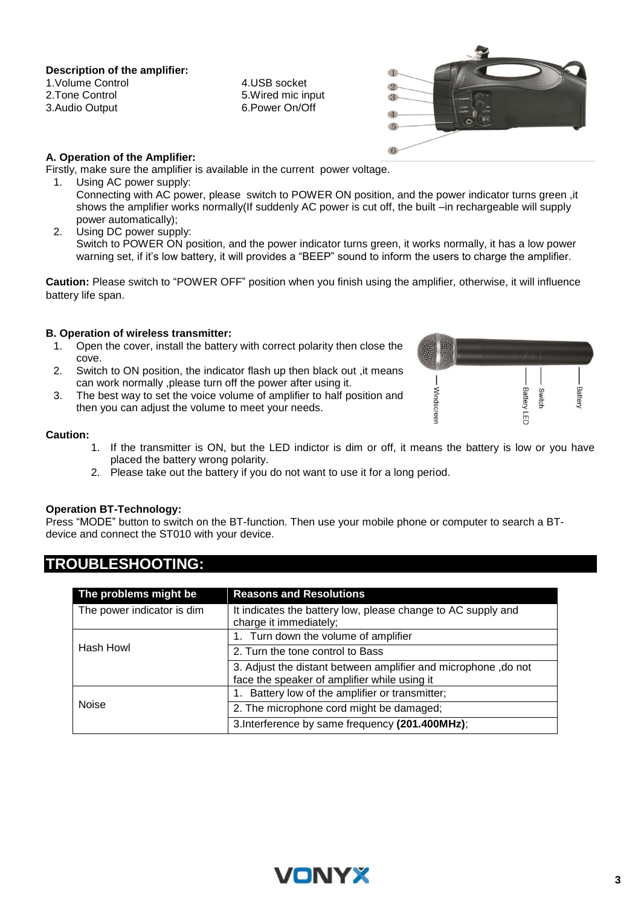**Description of the amplifier:**

1.Volume Control
2.Tone Control
3.Audio Output
4.USB socket
5.Wired mic input
6.Power On/Off

**A. Operation of the Amplifier:**

Firstly, make sure the amplifier is available in the current power voltage.

1. Using AC power supply:
   Connecting with AC power, please switch to POWER ON position, and the power indicator turns green ,it shows the amplifier works normally(If suddenly AC power is cut off, the built –in rechargeable will supply power automatically);
2. Using DC power supply:
   Switch to POWER ON position, and the power indicator turns green, it works normally, it has a low power warning set, if it's low battery, it will provides a "BEEP" sound to inform the users to charge the amplifier.

**Caution:** Please switch to "POWER OFF" position when you finish using the amplifier, otherwise, it will influence battery life span.

**B. Operation of wireless transmitter:**

1. Open the cover, install the battery with correct polarity then close the cove.
2. Switch to ON position, the indicator flash up then black out ,it means can work normally ,please turn off the power after using it.
3. The best way to set the voice volume of amplifier to half position and then you can adjust the volume to meet your needs.

Windscreen — Battery LED — Switch — Battery

**Caution:**

1. If the transmitter is ON, but the LED indictor is dim or off, it means the battery is low or you have placed the battery wrong polarity.
2. Please take out the battery if you do not want to use it for a long period.

**Operation BT-Technology:**

Press "MODE" button to switch on the BT-function. Then use your mobile phone or computer to search a BT-device and connect the ST010 with your device.

# TROUBLESHOOTING:

| The problems might be | Reasons and Resolutions |
|---|---|
| The power indicator is dim | It indicates the battery low, please change to AC supply and charge it immediately; |
| Hash Howl | 1. Turn down the volume of amplifier |
| | 2. Turn the tone control to Bass |
| | 3. Adjust the distant between amplifier and microphone ,do not face the speaker of amplifier while using it |
| Noise | 1. Battery low of the amplifier or transmitter; |
| | 2. The microphone cord might be damaged; |
| | 3.Interference by same frequency **(201.400MHz)**; |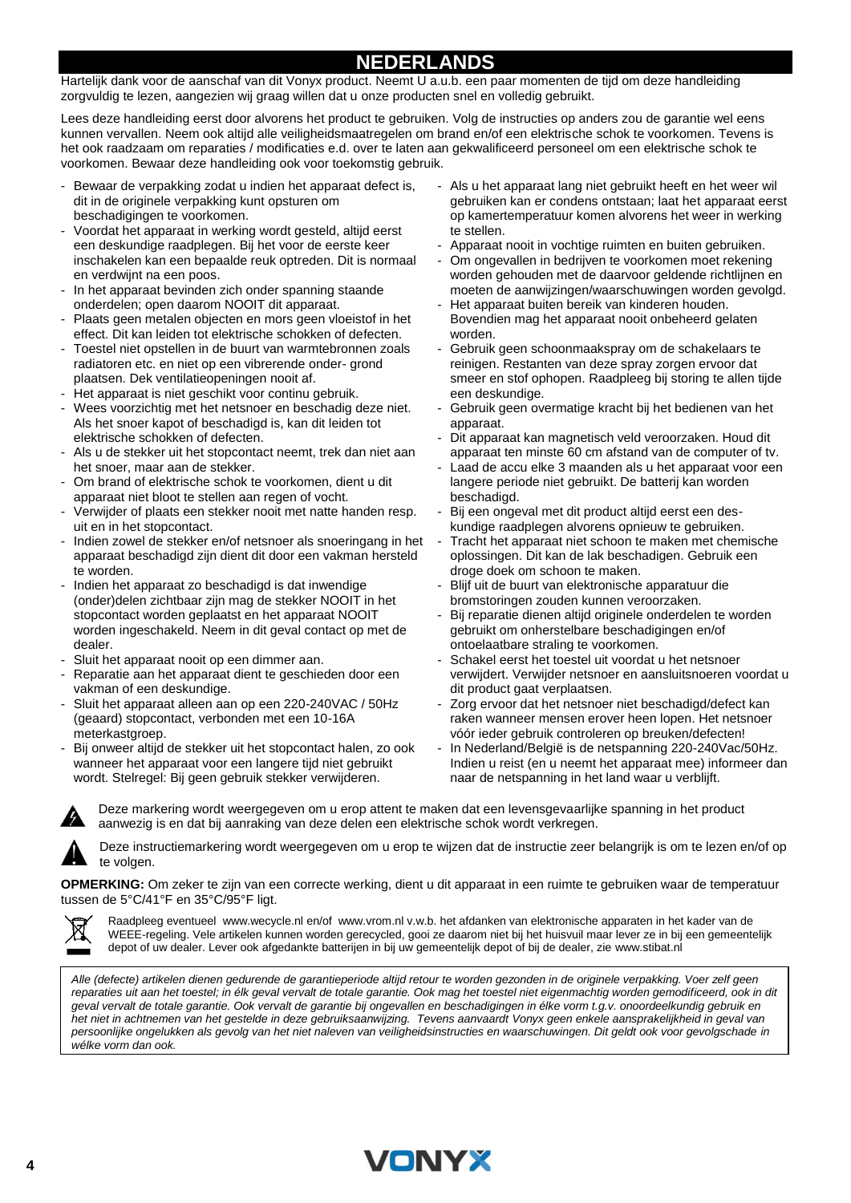# NEDERLANDS

Hartelijk dank voor de aanschaf van dit Vonyx product. Neemt U a.u.b. een paar momenten de tijd om deze handleiding zorgvuldig te lezen, aangezien wij graag willen dat u onze producten snel en volledig gebruikt.

Lees deze handleiding eerst door alvorens het product te gebruiken. Volg de instructies op anders zou de garantie wel eens kunnen vervallen. Neem ook altijd alle veiligheidsmaatregelen om brand en/of een elektrische schok te voorkomen. Tevens is het ook raadzaam om reparaties / modificaties e.d. over te laten aan gekwalificeerd personeel om een elektrische schok te voorkomen. Bewaar deze handleiding ook voor toekomstig gebruik.

- Bewaar de verpakking zodat u indien het apparaat defect is, dit in de originele verpakking kunt opsturen om beschadigingen te voorkomen.
- Voordat het apparaat in werking wordt gesteld, altijd eerst een deskundige raadplegen. Bij het voor de eerste keer inschakelen kan een bepaalde reuk optreden. Dit is normaal en verdwijnt na een poos.
- In het apparaat bevinden zich onder spanning staande onderdelen; open daarom NOOIT dit apparaat.
- Plaats geen metalen objecten en mors geen vloeistof in het effect. Dit kan leiden tot elektrische schokken of defecten.
- Toestel niet opstellen in de buurt van warmtebronnen zoals radiatoren etc. en niet op een vibrerende onder- grond plaatsen. Dek ventilatieopeningen nooit af.
- Het apparaat is niet geschikt voor continu gebruik.
- Wees voorzichtig met het netsnoer en beschadig deze niet. Als het snoer kapot of beschadigd is, kan dit leiden tot elektrische schokken of defecten.
- Als u de stekker uit het stopcontact neemt, trek dan niet aan het snoer, maar aan de stekker.
- Om brand of elektrische schok te voorkomen, dient u dit apparaat niet bloot te stellen aan regen of vocht.
- Verwijder of plaats een stekker nooit met natte handen resp. uit en in het stopcontact.
- Indien zowel de stekker en/of netsnoer als snoeringang in het apparaat beschadigd zijn dient dit door een vakman hersteld te worden.
- Indien het apparaat zo beschadigd is dat inwendige (onder)delen zichtbaar zijn mag de stekker NOOIT in het stopcontact worden geplaatst en het apparaat NOOIT worden ingeschakeld. Neem in dit geval contact op met de dealer.
- Sluit het apparaat nooit op een dimmer aan.
- Reparatie aan het apparaat dient te geschieden door een vakman of een deskundige.
- Sluit het apparaat alleen aan op een 220-240VAC / 50Hz (geaard) stopcontact, verbonden met een 10-16A meterkastgroep.
- Bij onweer altijd de stekker uit het stopcontact halen, zo ook wanneer het apparaat voor een langere tijd niet gebruikt wordt. Stelregel: Bij geen gebruik stekker verwijderen.
- Als u het apparaat lang niet gebruikt heeft en het weer wil gebruiken kan er condens ontstaan; laat het apparaat eerst op kamertemperatuur komen alvorens het weer in werking te stellen.
- Apparaat nooit in vochtige ruimten en buiten gebruiken.
- Om ongevallen in bedrijven te voorkomen moet rekening worden gehouden met de daarvoor geldende richtlijnen en moeten de aanwijzingen/waarschuwingen worden gevolgd.
- Het apparaat buiten bereik van kinderen houden. Bovendien mag het apparaat nooit onbeheerd gelaten worden.
- Gebruik geen schoonmaakspray om de schakelaars te reinigen. Restanten van deze spray zorgen ervoor dat smeer en stof ophopen. Raadpleeg bij storing te allen tijde een deskundige.
- Gebruik geen overmatige kracht bij het bedienen van het apparaat.
- Dit apparaat kan magnetisch veld veroorzaken. Houd dit apparaat ten minste 60 cm afstand van de computer of tv.
- Laad de accu elke 3 maanden als u het apparaat voor een langere periode niet gebruikt. De batterij kan worden beschadigd.
- Bij een ongeval met dit product altijd eerst een des-kundige raadplegen alvorens opnieuw te gebruiken.
- Tracht het apparaat niet schoon te maken met chemische oplossingen. Dit kan de lak beschadigen. Gebruik een droge doek om schoon te maken.
- Blijf uit de buurt van elektronische apparatuur die bromstoringen zouden kunnen veroorzaken.
- Bij reparatie dienen altijd originele onderdelen te worden gebruikt om onherstelbare beschadigingen en/of ontoelaatbare straling te voorkomen.
- Schakel eerst het toestel uit voordat u het netsnoer verwijdert. Verwijder netsnoer en aansluitsnoeren voordat u dit product gaat verplaatsen.
- Zorg ervoor dat het netsnoer niet beschadigd/defect kan raken wanneer mensen erover heen lopen. Het netsnoer vóór ieder gebruik controleren op breuken/defecten!
- In Nederland/België is de netspanning 220-240Vac/50Hz. Indien u reist (en u neemt het apparaat mee) informeer dan naar de netspanning in het land waar u verblijft.

Deze markering wordt weergegeven om u erop attent te maken dat een levensgevaarlijke spanning in het product aanwezig is en dat bij aanraking van deze delen een elektrische schok wordt verkregen.

Deze instructiemarkering wordt weergegeven om u erop te wijzen dat de instructie zeer belangrijk is om te lezen en/of op te volgen.

**OPMERKING:** Om zeker te zijn van een correcte werking, dient u dit apparaat in een ruimte te gebruiken waar de temperatuur tussen de 5°C/41°F en 35°C/95°F ligt.

Raadpleeg eventueel www.wecycle.nl en/of www.vrom.nl v.w.b. het afdanken van elektronische apparaten in het kader van de WEEE-regeling. Vele artikelen kunnen worden gerecycled, gooi ze daarom niet bij het huisvuil maar lever ze in bij een gemeentelijk depot of uw dealer. Lever ook afgedankte batterijen in bij uw gemeentelijk depot of bij de dealer, zie www.stibat.nl

*Alle (defecte) artikelen dienen gedurende de garantieperiode altijd retour te worden gezonden in de originele verpakking. Voer zelf geen reparaties uit aan het toestel; in élk geval vervalt de totale garantie. Ook mag het toestel niet eigenmachtig worden gemodificeerd, ook in dit geval vervalt de totale garantie. Ook vervalt de garantie bij ongevallen en beschadigingen in élke vorm t.g.v. onoordeelkundig gebruik en het niet in achtnemen van het gestelde in deze gebruiksaanwijzing. Tevens aanvaardt Vonyx geen enkele aansprakelijkheid in geval van persoonlijke ongelukken als gevolg van het niet naleven van veiligheidsinstructies en waarschuwingen. Dit geldt ook voor gevolgschade in wélke vorm dan ook.*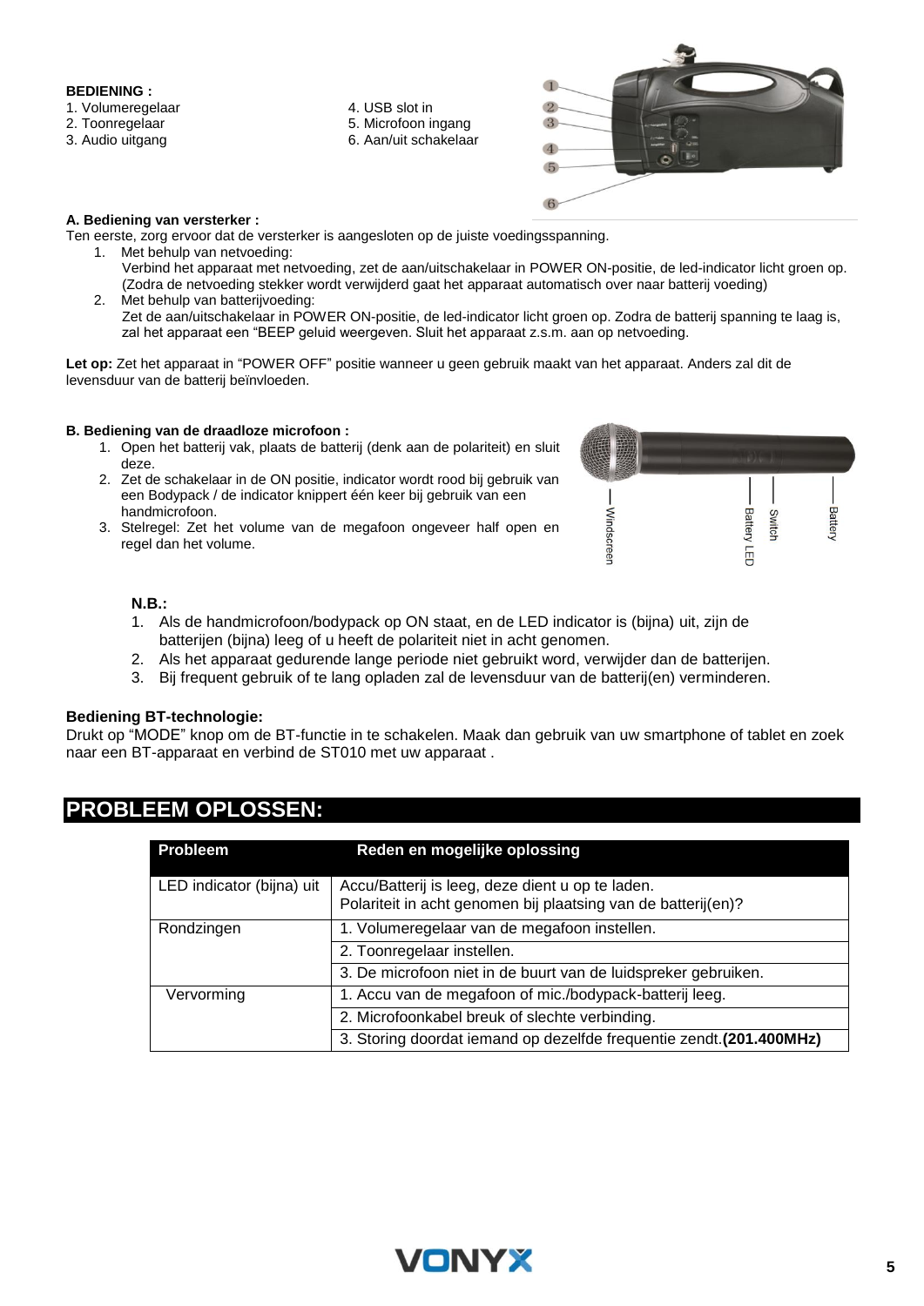**BEDIENING :**

1. Volumeregelaar
2. Toonregelaar
3. Audio uitgang
4. USB slot in
5. Microfoon ingang
6. Aan/uit schakelaar

**A. Bediening van versterker :**

Ten eerste, zorg ervoor dat de versterker is aangesloten op de juiste voedingsspanning.

1. Met behulp van netvoeding:
   Verbind het apparaat met netvoeding, zet de aan/uitschakelaar in POWER ON-positie, de led-indicator licht groen op. (Zodra de netvoeding stekker wordt verwijderd gaat het apparaat automatisch over naar batterij voeding)
2. Met behulp van batterijvoeding:
   Zet de aan/uitschakelaar in POWER ON-positie, de led-indicator licht groen op. Zodra de batterij spanning te laag is, zal het apparaat een "BEEP geluid weergeven. Sluit het apparaat z.s.m. aan op netvoeding.

**Let op:** Zet het apparaat in "POWER OFF" positie wanneer u geen gebruik maakt van het apparaat. Anders zal dit de levensduur van de batterij beïnvloeden.

**B. Bediening van de draadloze microfoon :**

1. Open het batterij vak, plaats de batterij (denk aan de polariteit) en sluit deze.
2. Zet de schakelaar in de ON positie, indicator wordt rood bij gebruik van een Bodypack / de indicator knippert één keer bij gebruik van een handmicrofoon.
3. Stelregel: Zet het volume van de megafoon ongeveer half open en regel dan het volume.

Windscreen  Battery LED  Switch  Battery

**N.B.:**

1. Als de handmicrofoon/bodypack op ON staat, en de LED indicator is (bijna) uit, zijn de batterijen (bijna) leeg of u heeft de polariteit niet in acht genomen.
2. Als het apparaat gedurende lange periode niet gebruikt word, verwijder dan de batterijen.
3. Bij frequent gebruik of te lang opladen zal de levensduur van de batterij(en) verminderen.

**Bediening BT-technologie:**

Drukt op "MODE" knop om de BT-functie in te schakelen. Maak dan gebruik van uw smartphone of tablet en zoek naar een BT-apparaat en verbind de ST010 met uw apparaat .

## PROBLEEM OPLOSSEN:

| Probleem | Reden en mogelijke oplossing |
|---|---|
| LED indicator (bijna) uit | Accu/Batterij is leeg, deze dient u op te laden.<br>Polariteit in acht genomen bij plaatsing van de batterij(en)? |
| Rondzingen | 1. Volumeregelaar van de megafoon instellen. |
| | 2. Toonregelaar instellen. |
| | 3. De microfoon niet in de buurt van de luidspreker gebruiken. |
| Vervorming | 1. Accu van de megafoon of mic./bodypack-batterij leeg. |
| | 2. Microfoonkabel breuk of slechte verbinding. |
| | 3. Storing doordat iemand op dezelfde frequentie zendt.**(201.400MHz)** |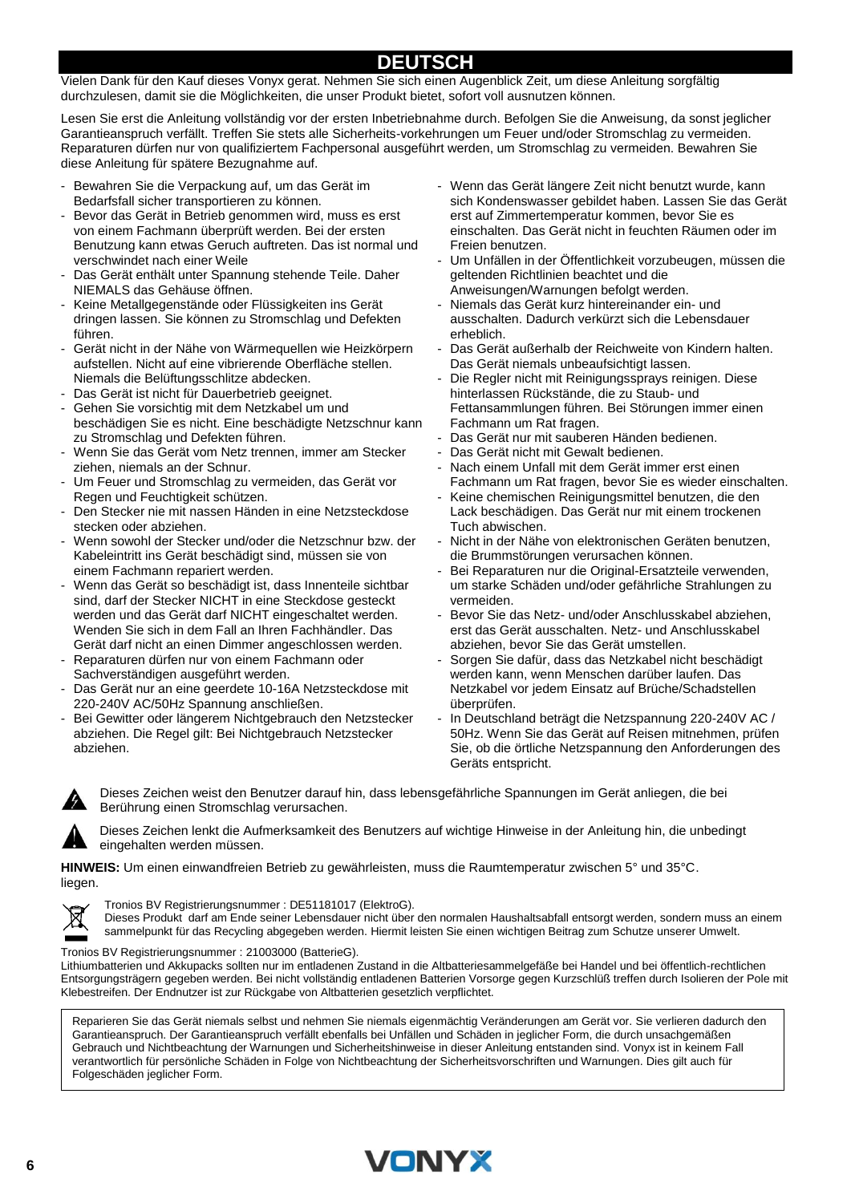# DEUTSCH

Vielen Dank für den Kauf dieses Vonyx gerat. Nehmen Sie sich einen Augenblick Zeit, um diese Anleitung sorgfältig durchzulesen, damit sie die Möglichkeiten, die unser Produkt bietet, sofort voll ausnutzen können.

Lesen Sie erst die Anleitung vollständig vor der ersten Inbetriebnahme durch. Befolgen Sie die Anweisung, da sonst jeglicher Garantieanspruch verfällt. Treffen Sie stets alle Sicherheits-vorkehrungen um Feuer und/oder Stromschlag zu vermeiden. Reparaturen dürfen nur von qualifiziertem Fachpersonal ausgeführt werden, um Stromschlag zu vermeiden. Bewahren Sie diese Anleitung für spätere Bezugnahme auf.

- Bewahren Sie die Verpackung auf, um das Gerät im Bedarfsfall sicher transportieren zu können.
- Bevor das Gerät in Betrieb genommen wird, muss es erst von einem Fachmann überprüft werden. Bei der ersten Benutzung kann etwas Geruch auftreten. Das ist normal und verschwindet nach einer Weile
- Das Gerät enthält unter Spannung stehende Teile. Daher NIEMALS das Gehäuse öffnen.
- Keine Metallgegenstände oder Flüssigkeiten ins Gerät dringen lassen. Sie können zu Stromschlag und Defekten führen.
- Gerät nicht in der Nähe von Wärmequellen wie Heizkörpern aufstellen. Nicht auf eine vibrierende Oberfläche stellen. Niemals die Belüftungsschlitze abdecken.
- Das Gerät ist nicht für Dauerbetrieb geeignet.
- Gehen Sie vorsichtig mit dem Netzkabel um und beschädigen Sie es nicht. Eine beschädigte Netzschnur kann zu Stromschlag und Defekten führen.
- Wenn Sie das Gerät vom Netz trennen, immer am Stecker ziehen, niemals an der Schnur.
- Um Feuer und Stromschlag zu vermeiden, das Gerät vor Regen und Feuchtigkeit schützen.
- Den Stecker nie mit nassen Händen in eine Netzsteckdose stecken oder abziehen.
- Wenn sowohl der Stecker und/oder die Netzschnur bzw. der Kabeleintritt ins Gerät beschädigt sind, müssen sie von einem Fachmann repariert werden.
- Wenn das Gerät so beschädigt ist, dass Innenteile sichtbar sind, darf der Stecker NICHT in eine Steckdose gesteckt werden und das Gerät darf NICHT eingeschaltet werden. Wenden Sie sich in dem Fall an Ihren Fachhändler. Das Gerät darf nicht an einen Dimmer angeschlossen werden.
- Reparaturen dürfen nur von einem Fachmann oder Sachverständigen ausgeführt werden.
- Das Gerät nur an eine geerdete 10-16A Netzsteckdose mit 220-240V AC/50Hz Spannung anschließen.
- Bei Gewitter oder längerem Nichtgebrauch den Netzstecker abziehen. Die Regel gilt: Bei Nichtgebrauch Netzstecker abziehen.
- Wenn das Gerät längere Zeit nicht benutzt wurde, kann sich Kondenswasser gebildet haben. Lassen Sie das Gerät erst auf Zimmertemperatur kommen, bevor Sie es einschalten. Das Gerät nicht in feuchten Räumen oder im Freien benutzen.
- Um Unfällen in der Öffentlichkeit vorzubeugen, müssen die geltenden Richtlinien beachtet und die Anweisungen/Warnungen befolgt werden.
- Niemals das Gerät kurz hintereinander ein- und ausschalten. Dadurch verkürzt sich die Lebensdauer erheblich.
- Das Gerät außerhalb der Reichweite von Kindern halten. Das Gerät niemals unbeaufsichtigt lassen.
- Die Regler nicht mit Reinigungssprays reinigen. Diese hinterlassen Rückstände, die zu Staub- und Fettansammlungen führen. Bei Störungen immer einen Fachmann um Rat fragen.
- Das Gerät nur mit sauberen Händen bedienen.
- Das Gerät nicht mit Gewalt bedienen.
- Nach einem Unfall mit dem Gerät immer erst einen Fachmann um Rat fragen, bevor Sie es wieder einschalten.
- Keine chemischen Reinigungsmittel benutzen, die den Lack beschädigen. Das Gerät nur mit einem trockenen Tuch abwischen.
- Nicht in der Nähe von elektronischen Geräten benutzen, die Brummstörungen verursachen können.
- Bei Reparaturen nur die Original-Ersatzteile verwenden, um starke Schäden und/oder gefährliche Strahlungen zu vermeiden.
- Bevor Sie das Netz- und/oder Anschlusskabel abziehen, erst das Gerät ausschalten. Netz- und Anschlusskabel abziehen, bevor Sie das Gerät umstellen.
- Sorgen Sie dafür, dass das Netzkabel nicht beschädigt werden kann, wenn Menschen darüber laufen. Das Netzkabel vor jedem Einsatz auf Brüche/Schadstellen überprüfen.
- In Deutschland beträgt die Netzspannung 220-240V AC / 50Hz. Wenn Sie das Gerät auf Reisen mitnehmen, prüfen Sie, ob die örtliche Netzspannung den Anforderungen des Geräts entspricht.

Dieses Zeichen weist den Benutzer darauf hin, dass lebensgefährliche Spannungen im Gerät anliegen, die bei Berührung einen Stromschlag verursachen.

Dieses Zeichen lenkt die Aufmerksamkeit des Benutzers auf wichtige Hinweise in der Anleitung hin, die unbedingt eingehalten werden müssen.

**HINWEIS:** Um einen einwandfreien Betrieb zu gewährleisten, muss die Raumtemperatur zwischen 5° und 35°C. liegen.

Tronios BV Registrierungsnummer : DE51181017 (ElektroG).
Dieses Produkt darf am Ende seiner Lebensdauer nicht über den normalen Haushaltsabfall entsorgt werden, sondern muss an einem sammelpunkt für das Recycling abgegeben werden. Hiermit leisten Sie einen wichtigen Beitrag zum Schutze unserer Umwelt.

Tronios BV Registrierungsnummer : 21003000 (BatterieG).
Lithiumbatterien und Akkupacks sollten nur im entladenen Zustand in die Altbatteriesammelgefäße bei Handel und bei öffentlich-rechtlichen Entsorgungsträgern gegeben werden. Bei nicht vollständig entladenen Batterien Vorsorge gegen Kurzschlüß treffen durch Isolieren der Pole mit Klebestreifen. Der Endnutzer ist zur Rückgabe von Altbatterien gesetzlich verpflichtet.

Reparieren Sie das Gerät niemals selbst und nehmen Sie niemals eigenmächtig Veränderungen am Gerät vor. Sie verlieren dadurch den Garantieanspruch. Der Garantieanspruch verfällt ebenfalls bei Unfällen und Schäden in jeglicher Form, die durch unsachgemäßen Gebrauch und Nichtbeachtung der Warnungen und Sicherheitshinweise in dieser Anleitung entstanden sind. Vonyx ist in keinem Fall verantwortlich für persönliche Schäden in Folge von Nichtbeachtung der Sicherheitsvorschriften und Warnungen. Dies gilt auch für Folgeschäden jeglicher Form.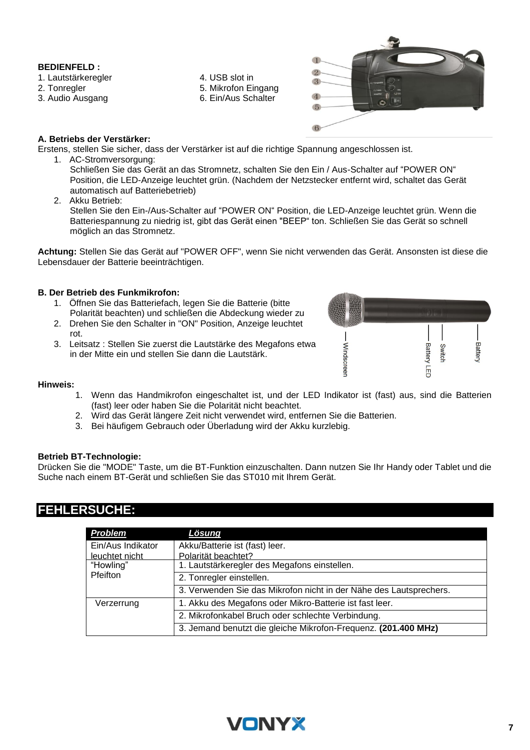**BEDIENFELD :**

1. Lautstärkeregler
2. Tonregler
3. Audio Ausgang
4. USB slot in
5. Mikrofon Eingang
6. Ein/Aus Schalter

**A. Betriebs der Verstärker:**

Erstens, stellen Sie sicher, dass der Verstärker ist auf die richtige Spannung angeschlossen ist.

1. AC-Stromversorgung:
   Schließen Sie das Gerät an das Stromnetz, schalten Sie den Ein / Aus-Schalter auf "POWER ON" Position, die LED-Anzeige leuchtet grün. (Nachdem der Netzstecker entfernt wird, schaltet das Gerät automatisch auf Batteriebetrieb)
2. Akku Betrieb:
   Stellen Sie den Ein-/Aus-Schalter auf "POWER ON" Position, die LED-Anzeige leuchtet grün. Wenn die Batteriespannung zu niedrig ist, gibt das Gerät einen "BEEP" ton. Schließen Sie das Gerät so schnell möglich an das Stromnetz.

**Achtung:** Stellen Sie das Gerät auf "POWER OFF", wenn Sie nicht verwenden das Gerät. Ansonsten ist diese die Lebensdauer der Batterie beeinträchtigen.

**B. Der Betrieb des Funkmikrofon:**

1. Öffnen Sie das Batteriefach, legen Sie die Batterie (bitte Polarität beachten) und schließen die Abdeckung wieder zu
2. Drehen Sie den Schalter in "ON" Position, Anzeige leuchtet rot.
3. Leitsatz : Stellen Sie zuerst die Lautstärke des Megafons etwa in der Mitte ein und stellen Sie dann die Lautstärk.

Windscreen, Battery LED, Switch, Battery

**Hinweis:**

1. Wenn das Handmikrofon eingeschaltet ist, und der LED Indikator ist (fast) aus, sind die Batterien (fast) leer oder haben Sie die Polarität nicht beachtet.
2. Wird das Gerät längere Zeit nicht verwendet wird, entfernen Sie die Batterien.
3. Bei häufigem Gebrauch oder Überladung wird der Akku kurzlebig.

**Betrieb BT-Technologie:**

Drücken Sie die "MODE" Taste, um die BT-Funktion einzuschalten. Dann nutzen Sie Ihr Handy oder Tablet und die Suche nach einem BT-Gerät und schließen Sie das ST010 mit Ihrem Gerät.

## FEHLERSUCHE:

| Problem | Lösung |
|---|---|
| Ein/Aus Indikator leuchtet nicht | Akku/Batterie ist (fast) leer. Polarität beachtet? |
| "Howling" Pfeifton | 1. Lautstärkeregler des Megafons einstellen. |
| | 2. Tonregler einstellen. |
| | 3. Verwenden Sie das Mikrofon nicht in der Nähe des Lautsprechers. |
| Verzerrung | 1. Akku des Megafons oder Mikro-Batterie ist fast leer. |
| | 2. Mikrofonkabel Bruch oder schlechte Verbindung. |
| | 3. Jemand benutzt die gleiche Mikrofon-Frequenz. **(201.400 MHz)** |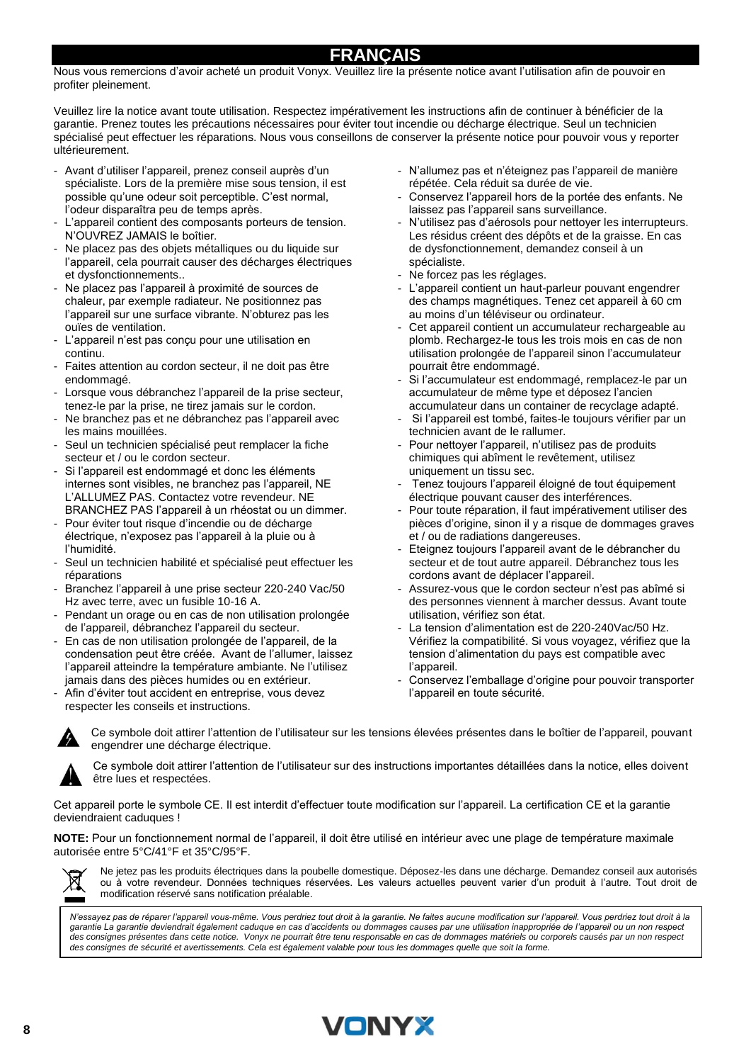# FRANÇAIS

Nous vous remercions d'avoir acheté un produit Vonyx. Veuillez lire la présente notice avant l'utilisation afin de pouvoir en profiter pleinement.

Veuillez lire la notice avant toute utilisation. Respectez impérativement les instructions afin de continuer à bénéficier de la garantie. Prenez toutes les précautions nécessaires pour éviter tout incendie ou décharge électrique. Seul un technicien spécialisé peut effectuer les réparations. Nous vous conseillons de conserver la présente notice pour pouvoir vous y reporter ultérieurement.

- Avant d'utiliser l'appareil, prenez conseil auprès d'un spécialiste. Lors de la première mise sous tension, il est possible qu'une odeur soit perceptible. C'est normal, l'odeur disparaîtra peu de temps après.
- L'appareil contient des composants porteurs de tension. N'OUVREZ JAMAIS le boîtier.
- Ne placez pas des objets métalliques ou du liquide sur l'appareil, cela pourrait causer des décharges électriques et dysfonctionnements..
- Ne placez pas l'appareil à proximité de sources de chaleur, par exemple radiateur. Ne positionnez pas l'appareil sur une surface vibrante. N'obturez pas les ouïes de ventilation.
- L'appareil n'est pas conçu pour une utilisation en continu.
- Faites attention au cordon secteur, il ne doit pas être endommagé.
- Lorsque vous débranchez l'appareil de la prise secteur, tenez-le par la prise, ne tirez jamais sur le cordon.
- Ne branchez pas et ne débranchez pas l'appareil avec les mains mouillées.
- Seul un technicien spécialisé peut remplacer la fiche secteur et / ou le cordon secteur.
- Si l'appareil est endommagé et donc les éléments internes sont visibles, ne branchez pas l'appareil, NE L'ALLUMEZ PAS. Contactez votre revendeur. NE BRANCHEZ PAS l'appareil à un rhéostat ou un dimmer.
- Pour éviter tout risque d'incendie ou de décharge électrique, n'exposez pas l'appareil à la pluie ou à l'humidité.
- Seul un technicien habilité et spécialisé peut effectuer les réparations
- Branchez l'appareil à une prise secteur 220-240 Vac/50 Hz avec terre, avec un fusible 10-16 A.
- Pendant un orage ou en cas de non utilisation prolongée de l'appareil, débranchez l'appareil du secteur.
- En cas de non utilisation prolongée de l'appareil, de la condensation peut être créée. Avant de l'allumer, laissez l'appareil atteindre la température ambiante. Ne l'utilisez jamais dans des pièces humides ou en extérieur.
- Afin d'éviter tout accident en entreprise, vous devez respecter les conseils et instructions.
- N'allumez pas et n'éteignez pas l'appareil de manière répétée. Cela réduit sa durée de vie.
- Conservez l'appareil hors de la portée des enfants. Ne laissez pas l'appareil sans surveillance.
- N'utilisez pas d'aérosols pour nettoyer les interrupteurs. Les résidus créent des dépôts et de la graisse. En cas de dysfonctionnement, demandez conseil à un spécialiste.
- Ne forcez pas les réglages.
- L'appareil contient un haut-parleur pouvant engendrer des champs magnétiques. Tenez cet appareil à 60 cm au moins d'un téléviseur ou ordinateur.
- Cet appareil contient un accumulateur rechargeable au plomb. Rechargez-le tous les trois mois en cas de non utilisation prolongée de l'appareil sinon l'accumulateur pourrait être endommagé.
- Si l'accumulateur est endommagé, remplacez-le par un accumulateur de même type et déposez l'ancien accumulateur dans un container de recyclage adapté.
- Si l'appareil est tombé, faites-le toujours vérifier par un technicien avant de le rallumer.
- Pour nettoyer l'appareil, n'utilisez pas de produits chimiques qui abîment le revêtement, utilisez uniquement un tissu sec.
- Tenez toujours l'appareil éloigné de tout équipement électrique pouvant causer des interférences.
- Pour toute réparation, il faut impérativement utiliser des pièces d'origine, sinon il y a risque de dommages graves et / ou de radiations dangereuses.
- Eteignez toujours l'appareil avant de le débrancher du secteur et de tout autre appareil. Débranchez tous les cordons avant de déplacer l'appareil.
- Assurez-vous que le cordon secteur n'est pas abîmé si des personnes viennent à marcher dessus. Avant toute utilisation, vérifiez son état.
- La tension d'alimentation est de 220-240Vac/50 Hz. Vérifiez la compatibilité. Si vous voyagez, vérifiez que la tension d'alimentation du pays est compatible avec l'appareil.
- Conservez l'emballage d'origine pour pouvoir transporter l'appareil en toute sécurité.

Ce symbole doit attirer l'attention de l'utilisateur sur les tensions élevées présentes dans le boîtier de l'appareil, pouvant engendrer une décharge électrique.

Ce symbole doit attirer l'attention de l'utilisateur sur des instructions importantes détaillées dans la notice, elles doivent être lues et respectées.

Cet appareil porte le symbole CE. Il est interdit d'effectuer toute modification sur l'appareil. La certification CE et la garantie deviendraient caduques !

**NOTE:** Pour un fonctionnement normal de l'appareil, il doit être utilisé en intérieur avec une plage de température maximale autorisée entre 5°C/41°F et 35°C/95°F.

Ne jetez pas les produits électriques dans la poubelle domestique. Déposez-les dans une décharge. Demandez conseil aux autorisés ou à votre revendeur. Données techniques réservées. Les valeurs actuelles peuvent varier d'un produit à l'autre. Tout droit de modification réservé sans notification préalable.

*N'essayez pas de réparer l'appareil vous-même. Vous perdriez tout droit à la garantie. Ne faites aucune modification sur l'appareil. Vous perdriez tout droit à la garantie La garantie deviendrait également caduque en cas d'accidents ou dommages causes par une utilisation inappropriée de l'appareil ou un non respect des consignes présentes dans cette notice. Vonyx ne pourrait être tenu responsable en cas de dommages matériels ou corporels causés par un non respect des consignes de sécurité et avertissements. Cela est également valable pour tous les dommages quelle que soit la forme.*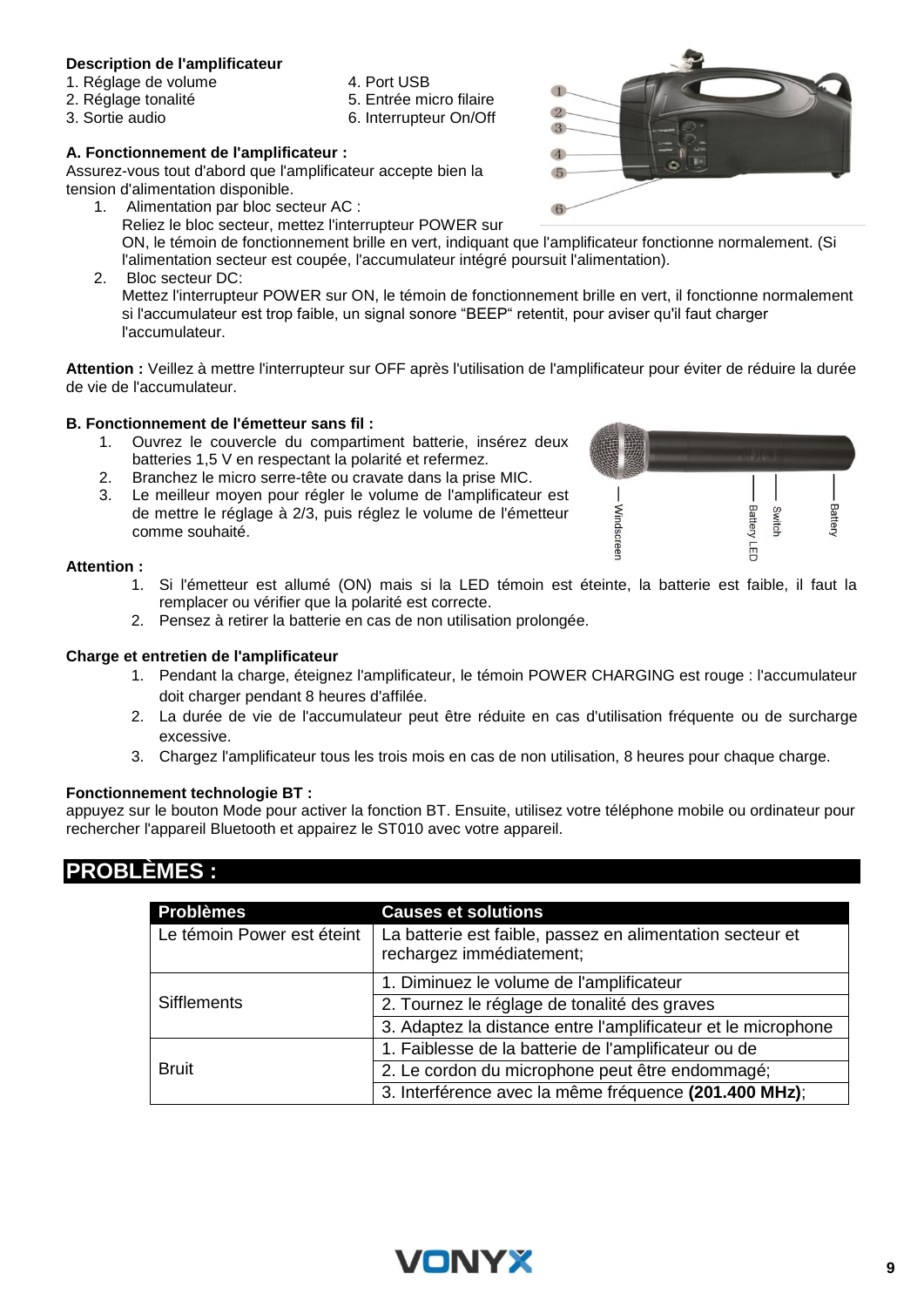**Description de l'amplificateur**

1. Réglage de volume
2. Réglage tonalité
3. Sortie audio
4. Port USB
5. Entrée micro filaire
6. Interrupteur On/Off

**A. Fonctionnement de l'amplificateur :**

Assurez-vous tout d'abord que l'amplificateur accepte bien la tension d'alimentation disponible.

1. Alimentation par bloc secteur AC :
   Reliez le bloc secteur, mettez l'interrupteur POWER sur ON, le témoin de fonctionnement brille en vert, indiquant que l'amplificateur fonctionne normalement. (Si l'alimentation secteur est coupée, l'accumulateur intégré poursuit l'alimentation).
2. Bloc secteur DC:
   Mettez l'interrupteur POWER sur ON, le témoin de fonctionnement brille en vert, il fonctionne normalement si l'accumulateur est trop faible, un signal sonore "BEEP" retentit, pour aviser qu'il faut charger l'accumulateur.

**Attention :** Veillez à mettre l'interrupteur sur OFF après l'utilisation de l'amplificateur pour éviter de réduire la durée de vie de l'accumulateur.

**B. Fonctionnement de l'émetteur sans fil :**

1. Ouvrez le couvercle du compartiment batterie, insérez deux batteries 1,5 V en respectant la polarité et refermez.
2. Branchez le micro serre-tête ou cravate dans la prise MIC.
3. Le meilleur moyen pour régler le volume de l'amplificateur est de mettre le réglage à 2/3, puis réglez le volume de l'émetteur comme souhaité.

Windscreen — Battery LED — Switch — Battery

**Attention :**

1. Si l'émetteur est allumé (ON) mais si la LED témoin est éteinte, la batterie est faible, il faut la remplacer ou vérifier que la polarité est correcte.
2. Pensez à retirer la batterie en cas de non utilisation prolongée.

**Charge et entretien de l'amplificateur**

1. Pendant la charge, éteignez l'amplificateur, le témoin POWER CHARGING est rouge : l'accumulateur doit charger pendant 8 heures d'affilée.
2. La durée de vie de l'accumulateur peut être réduite en cas d'utilisation fréquente ou de surcharge excessive.
3. Chargez l'amplificateur tous les trois mois en cas de non utilisation, 8 heures pour chaque charge.

**Fonctionnement technologie BT :**

appuyez sur le bouton Mode pour activer la fonction BT. Ensuite, utilisez votre téléphone mobile ou ordinateur pour rechercher l'appareil Bluetooth et appairez le ST010 avec votre appareil.

# PROBLÈMES :

| Problèmes | Causes et solutions |
|---|---|
| Le témoin Power est éteint | La batterie est faible, passez en alimentation secteur et rechargez immédiatement; |
| Sifflements | 1. Diminuez le volume de l'amplificateur |
| | 2. Tournez le réglage de tonalité des graves |
| | 3. Adaptez la distance entre l'amplificateur et le microphone |
| Bruit | 1. Faiblesse de la batterie de l'amplificateur ou de |
| | 2. Le cordon du microphone peut être endommagé; |
| | 3. Interférence avec la même fréquence **(201.400 MHz)**; |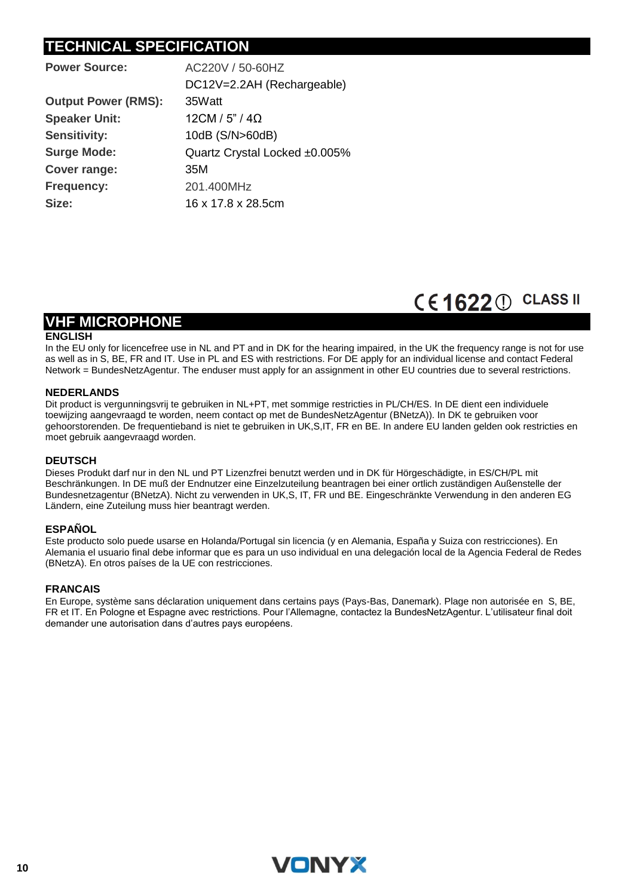## TECHNICAL SPECIFICATION

| | |
|---|---|
| **Power Source:** | AC220V / 50-60HZ |
| | DC12V=2.2AH (Rechargeable) |
| **Output Power (RMS):** | 35Watt |
| **Speaker Unit:** | 12CM / 5" / 4Ω |
| **Sensitivity:** | 10dB (S/N>60dB) |
| **Surge Mode:** | Quartz Crystal Locked ±0.005% |
| **Cover range:** | 35M |
| **Frequency:** | 201.400MHz |
| **Size:** | 16 x 17.8 x 28.5cm |

CE 1622 ⓘ CLASS II

## VHF MICROPHONE

**ENGLISH**

In the EU only for licencefree use in NL and PT and in DK for the hearing impaired, in the UK the frequency range is not for use as well as in S, BE, FR and IT. Use in PL and ES with restrictions. For DE apply for an individual license and contact Federal Network = BundesNetzAgentur. The enduser must apply for an assignment in other EU countries due to several restrictions.

**NEDERLANDS**

Dit product is vergunningsvrij te gebruiken in NL+PT, met sommige restricties in PL/CH/ES. In DE dient een individuele toewijzing aangevraagd te worden, neem contact op met de BundesNetzAgentur (BNetzA)). In DK te gebruiken voor gehoorstorenden. De frequentieband is niet te gebruiken in UK,S,IT, FR en BE. In andere EU landen gelden ook restricties en moet gebruik aangevraagd worden.

**DEUTSCH**

Dieses Produkt darf nur in den NL und PT Lizenzfrei benutzt werden und in DK für Hörgeschädigte, in ES/CH/PL mit Beschränkungen. In DE muß der Endnutzer eine Einzelzuteilung beantragen bei einer ortlich zuständigen Außenstelle der Bundesnetzagentur (BNetzA). Nicht zu verwenden in UK,S, IT, FR und BE. Eingeschränkte Verwendung in den anderen EG Ländern, eine Zuteilung muss hier beantragt werden.

**ESPAÑOL**

Este producto solo puede usarse en Holanda/Portugal sin licencia (y en Alemania, España y Suiza con restricciones). En Alemania el usuario final debe informar que es para un uso individual en una delegación local de la Agencia Federal de Redes (BNetzA). En otros países de la UE con restricciones.

**FRANCAIS**

En Europe, système sans déclaration uniquement dans certains pays (Pays-Bas, Danemark). Plage non autorisée en S, BE, FR et IT. En Pologne et Espagne avec restrictions. Pour l'Allemagne, contactez la BundesNetzAgentur. L'utilisateur final doit demander une autorisation dans d'autres pays européens.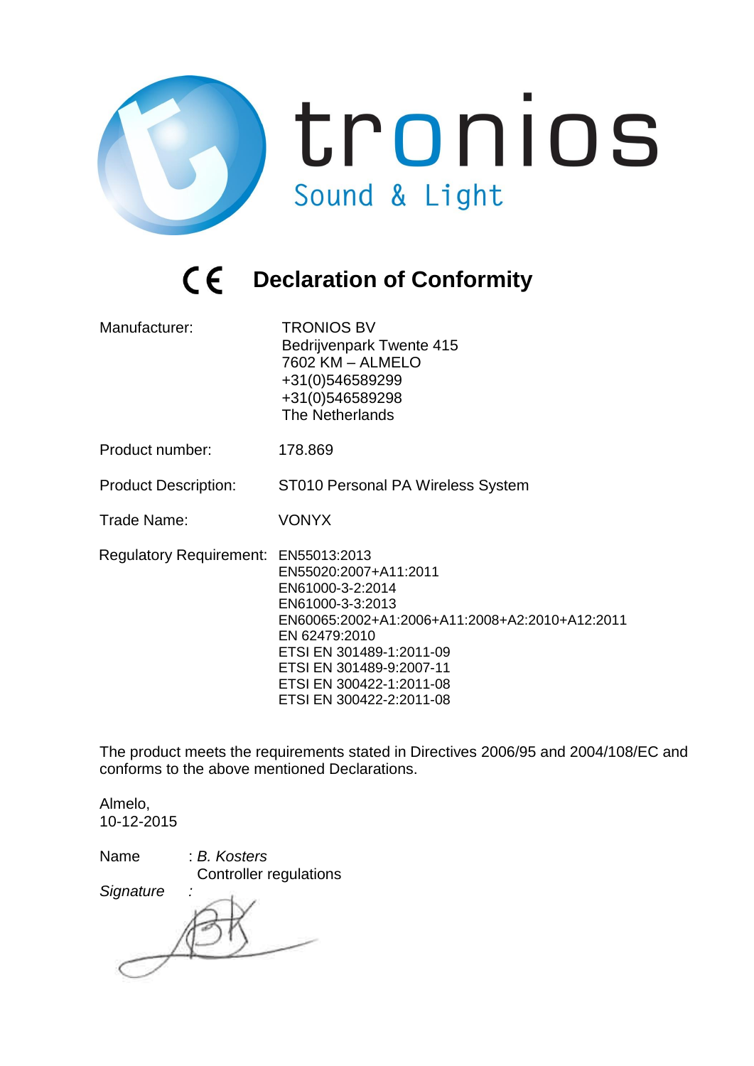tronios

Sound & Light

# CE Declaration of Conformity

| | |
|---|---|
| Manufacturer: | TRONIOS BV<br>Bedrijvenpark Twente 415<br>7602 KM – ALMELO<br>+31(0)546589299<br>+31(0)546589298<br>The Netherlands |
| Product number: | 178.869 |
| Product Description: | ST010 Personal PA Wireless System |
| Trade Name: | VONYX |
| Regulatory Requirement: | EN55013:2013<br>EN55020:2007+A11:2011<br>EN61000-3-2:2014<br>EN61000-3-3:2013<br>EN60065:2002+A1:2006+A11:2008+A2:2010+A12:2011<br>EN 62479:2010<br>ETSI EN 301489-1:2011-09<br>ETSI EN 301489-9:2007-11<br>ETSI EN 300422-1:2011-08<br>ETSI EN 300422-2:2011-08 |

The product meets the requirements stated in Directives 2006/95 and 2004/108/EC and conforms to the above mentioned Declarations.

Almelo,
10-12-2015

Name : *B. Kosters*
Controller regulations

*Signature* :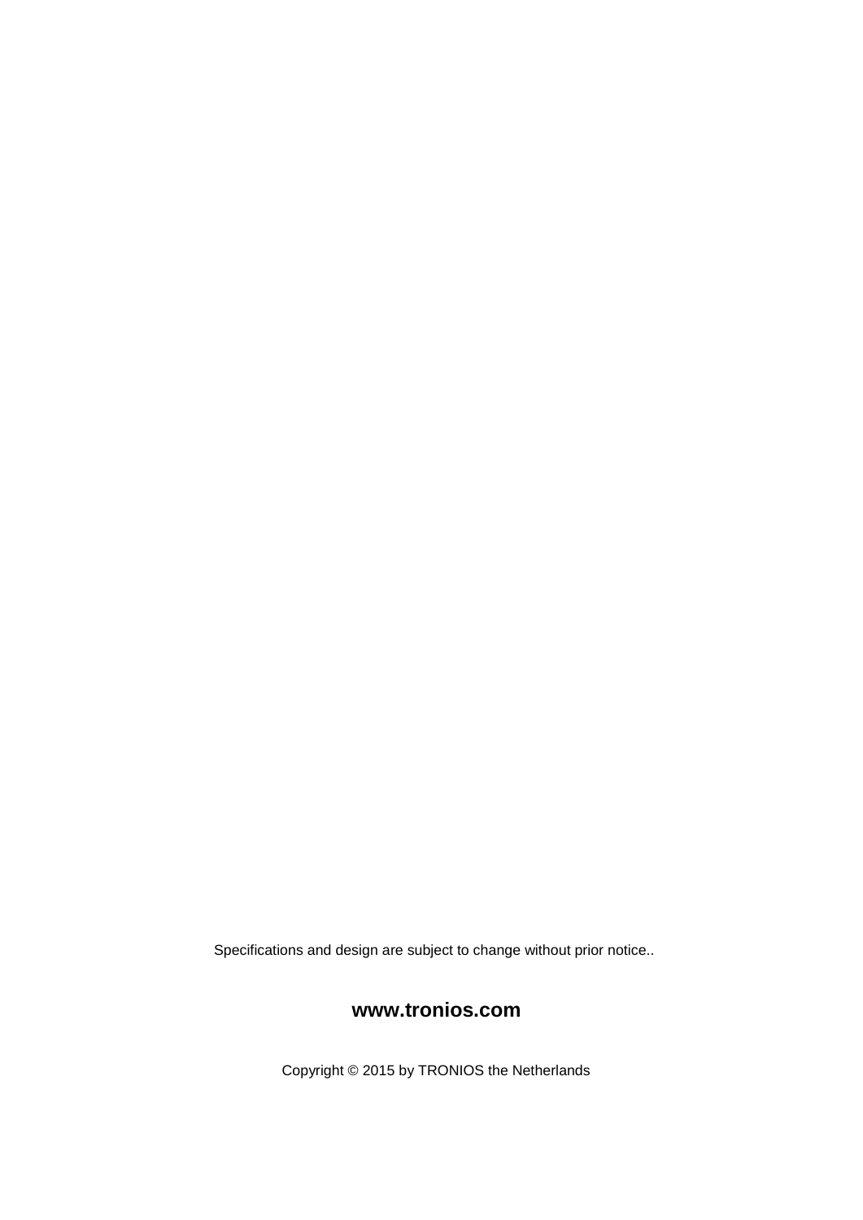Specifications and design are subject to change without prior notice..

**www.tronios.com**

Copyright © 2015 by TRONIOS the Netherlands